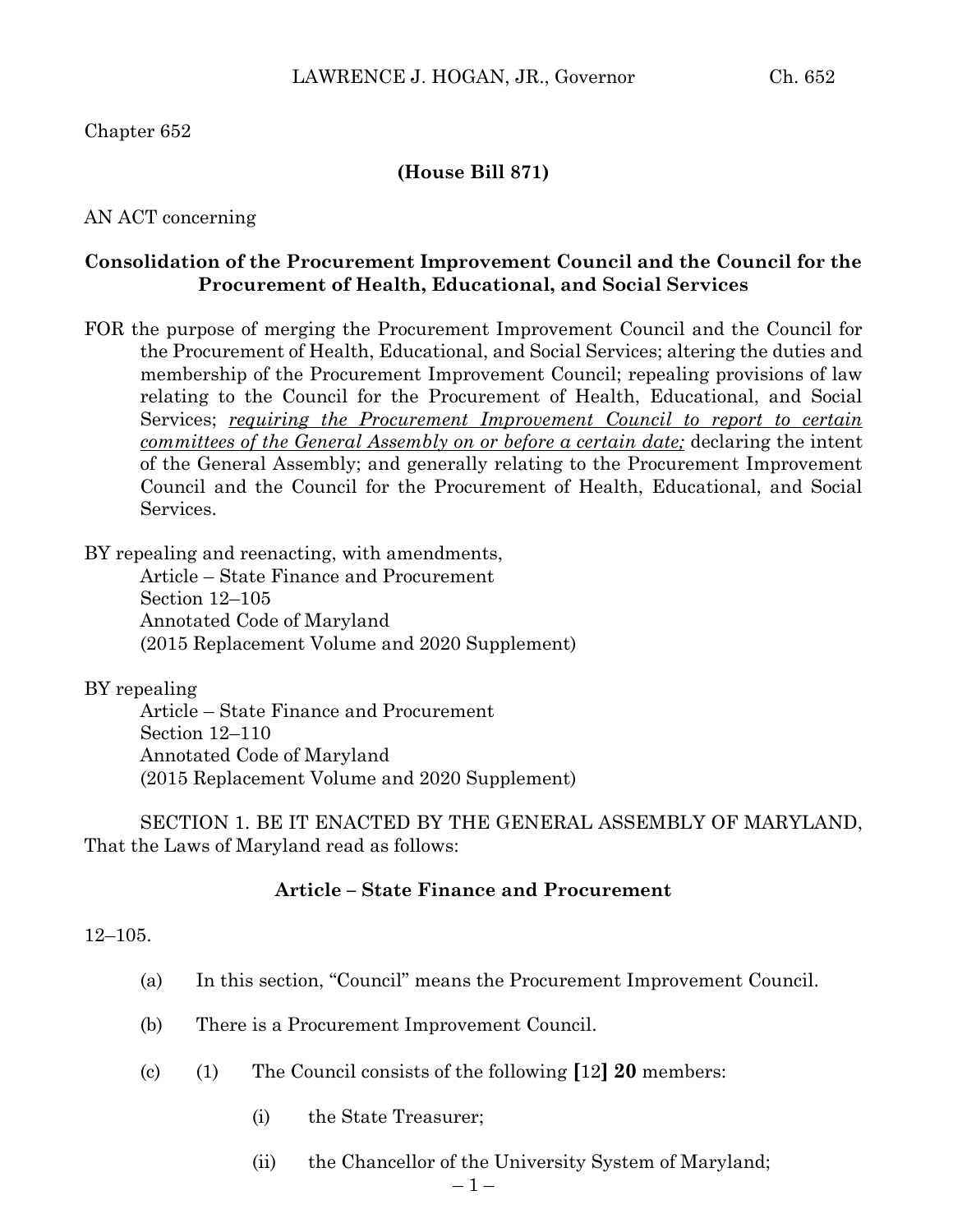Chapter 652

**(House Bill 871)**

AN ACT concerning

**Consolidation of the Procurement Improvement Council and the Council for the Procurement of Health, Educational, and Social Services**

FOR the purpose of merging the Procurement Improvement Council and the Council for the Procurement of Health, Educational, and Social Services; altering the duties and membership of the Procurement Improvement Council; repealing provisions of law relating to the Council for the Procurement of Health, Educational, and Social Services; *requiring the Procurement Improvement Council to report to certain committees of the General Assembly on or before a certain date;* declaring the intent of the General Assembly; and generally relating to the Procurement Improvement Council and the Council for the Procurement of Health, Educational, and Social Services.

BY repealing and reenacting, with amendments,
Article – State Finance and Procurement
Section 12–105
Annotated Code of Maryland
(2015 Replacement Volume and 2020 Supplement)

BY repealing
Article – State Finance and Procurement
Section 12–110
Annotated Code of Maryland
(2015 Replacement Volume and 2020 Supplement)

SECTION 1. BE IT ENACTED BY THE GENERAL ASSEMBLY OF MARYLAND, That the Laws of Maryland read as follows:

**Article – State Finance and Procurement**

12–105.

(a) In this section, "Council" means the Procurement Improvement Council.

(b) There is a Procurement Improvement Council.

(c) (1) The Council consists of the following **[**12**] 20** members:

(i) the State Treasurer;

(ii) the Chancellor of the University System of Maryland;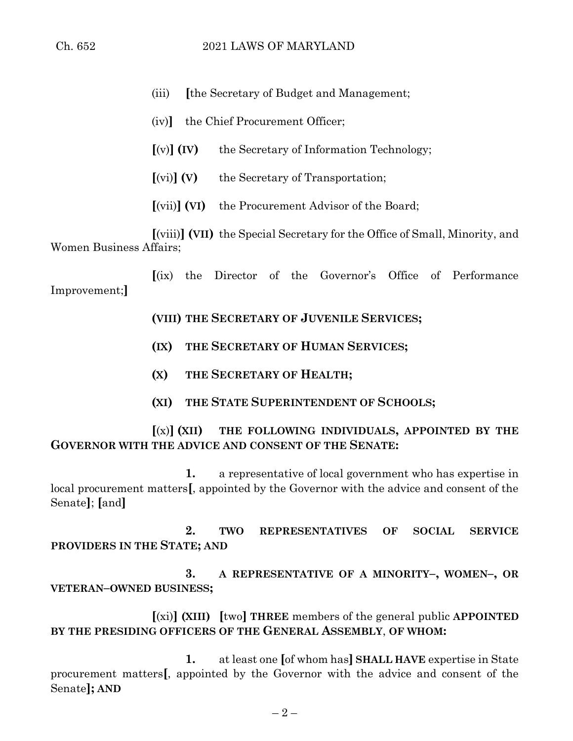(iii) **[**the Secretary of Budget and Management;

(iv)**]** the Chief Procurement Officer;

**[**(v)**] (IV)** the Secretary of Information Technology;

**[**(vi)**] (V)** the Secretary of Transportation;

**[**(vii)**] (VI)** the Procurement Advisor of the Board;

**[**(viii)**] (VII)** the Special Secretary for the Office of Small, Minority, and Women Business Affairs;

**[**(ix) the Director of the Governor's Office of Performance Improvement;**]**

**(VIII) THE SECRETARY OF JUVENILE SERVICES;**

**(IX) THE SECRETARY OF HUMAN SERVICES;**

**(X) THE SECRETARY OF HEALTH;**

**(XI) THE STATE SUPERINTENDENT OF SCHOOLS;**

**[**(x)**] (XII) THE FOLLOWING INDIVIDUALS, APPOINTED BY THE GOVERNOR WITH THE ADVICE AND CONSENT OF THE SENATE:**

**1.** a representative of local government who has expertise in local procurement matters**[**, appointed by the Governor with the advice and consent of the Senate**]**; **[**and**]**

**2. TWO REPRESENTATIVES OF SOCIAL SERVICE PROVIDERS IN THE STATE; AND**

**3. A REPRESENTATIVE OF A MINORITY–, WOMEN–, OR VETERAN–OWNED BUSINESS;**

**[**(xi)**] (XIII) [**two**] THREE** members of the general public **APPOINTED BY THE PRESIDING OFFICERS OF THE GENERAL ASSEMBLY**, **OF WHOM:**

**1.** at least one **[**of whom has**] SHALL HAVE** expertise in State procurement matters**[**, appointed by the Governor with the advice and consent of the Senate**]; AND**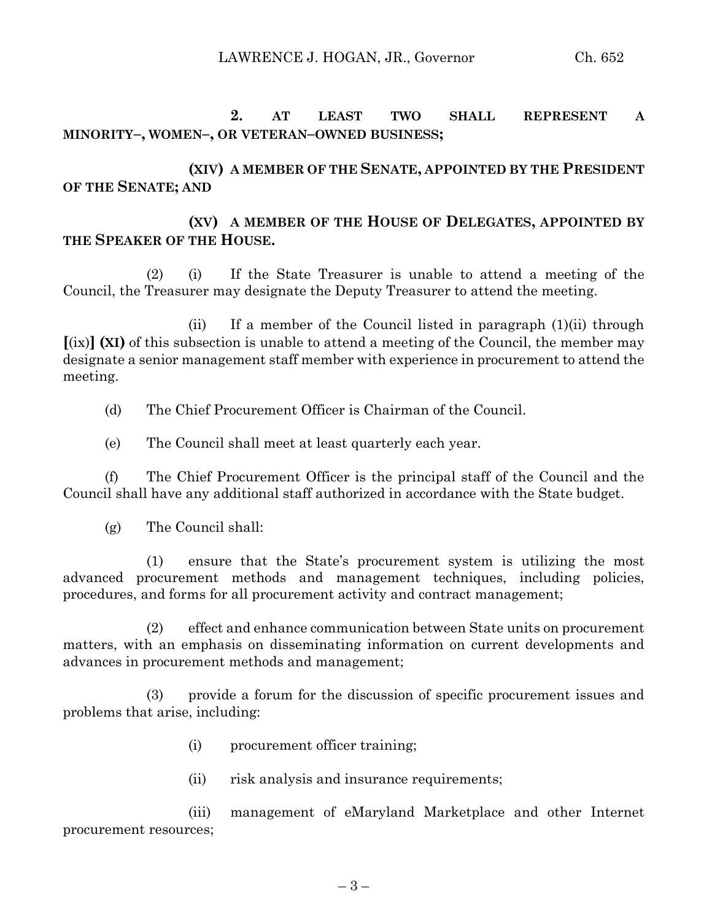**2. AT LEAST TWO SHALL REPRESENT A MINORITY–, WOMEN–, OR VETERAN–OWNED BUSINESS;**

**(XIV) A MEMBER OF THE SENATE, APPOINTED BY THE PRESIDENT OF THE SENATE; AND**

**(XV) A MEMBER OF THE HOUSE OF DELEGATES, APPOINTED BY THE SPEAKER OF THE HOUSE.**

(2) (i) If the State Treasurer is unable to attend a meeting of the Council, the Treasurer may designate the Deputy Treasurer to attend the meeting.

(ii) If a member of the Council listed in paragraph (1)(ii) through **[**(ix)**]** **(XI)** of this subsection is unable to attend a meeting of the Council, the member may designate a senior management staff member with experience in procurement to attend the meeting.

(d) The Chief Procurement Officer is Chairman of the Council.

(e) The Council shall meet at least quarterly each year.

(f) The Chief Procurement Officer is the principal staff of the Council and the Council shall have any additional staff authorized in accordance with the State budget.

(g) The Council shall:

(1) ensure that the State's procurement system is utilizing the most advanced procurement methods and management techniques, including policies, procedures, and forms for all procurement activity and contract management;

(2) effect and enhance communication between State units on procurement matters, with an emphasis on disseminating information on current developments and advances in procurement methods and management;

(3) provide a forum for the discussion of specific procurement issues and problems that arise, including:

(i) procurement officer training;

(ii) risk analysis and insurance requirements;

(iii) management of eMaryland Marketplace and other Internet procurement resources;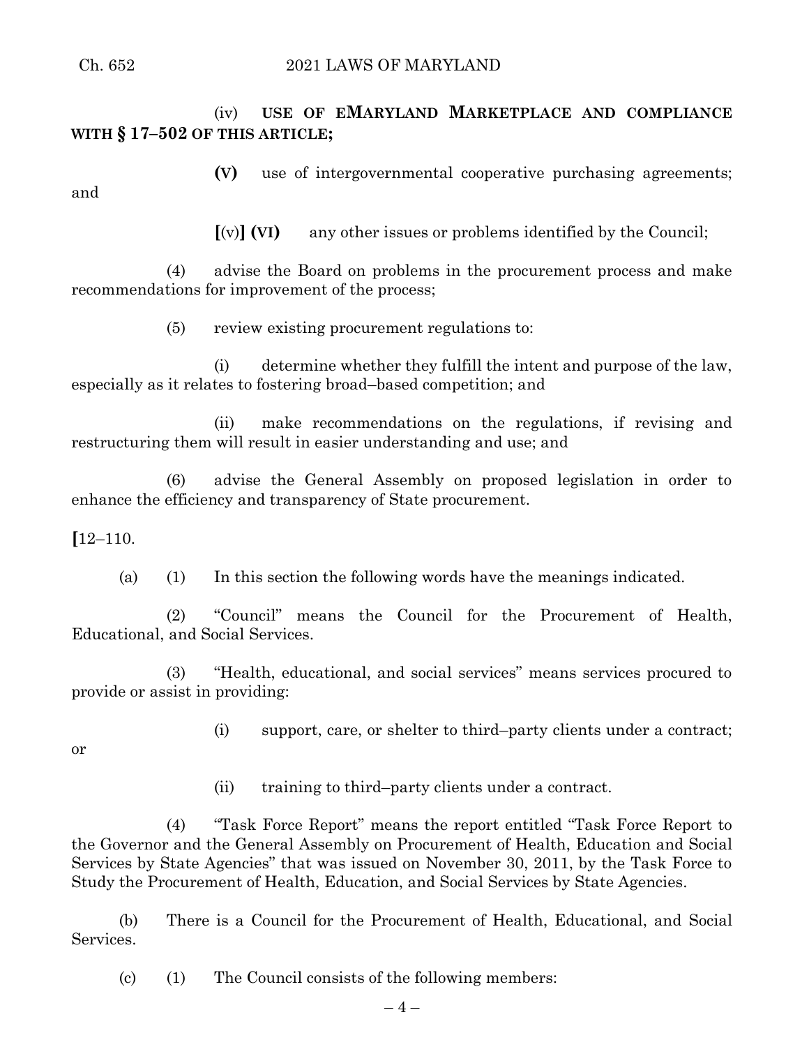(iv) **USE OF EMARYLAND MARKETPLACE AND COMPLIANCE WITH § 17–502 OF THIS ARTICLE;**

**(V)** use of intergovernmental cooperative purchasing agreements; and

**[**(v)**] (VI)** any other issues or problems identified by the Council;

(4) advise the Board on problems in the procurement process and make recommendations for improvement of the process;

(5) review existing procurement regulations to:

(i) determine whether they fulfill the intent and purpose of the law, especially as it relates to fostering broad–based competition; and

(ii) make recommendations on the regulations, if revising and restructuring them will result in easier understanding and use; and

(6) advise the General Assembly on proposed legislation in order to enhance the efficiency and transparency of State procurement.

**[**12–110.

(a) (1) In this section the following words have the meanings indicated.

(2) "Council" means the Council for the Procurement of Health, Educational, and Social Services.

(3) "Health, educational, and social services" means services procured to provide or assist in providing:

(i) support, care, or shelter to third–party clients under a contract; or

(ii) training to third–party clients under a contract.

(4) "Task Force Report" means the report entitled "Task Force Report to the Governor and the General Assembly on Procurement of Health, Education and Social Services by State Agencies" that was issued on November 30, 2011, by the Task Force to Study the Procurement of Health, Education, and Social Services by State Agencies.

(b) There is a Council for the Procurement of Health, Educational, and Social Services.

(c) (1) The Council consists of the following members: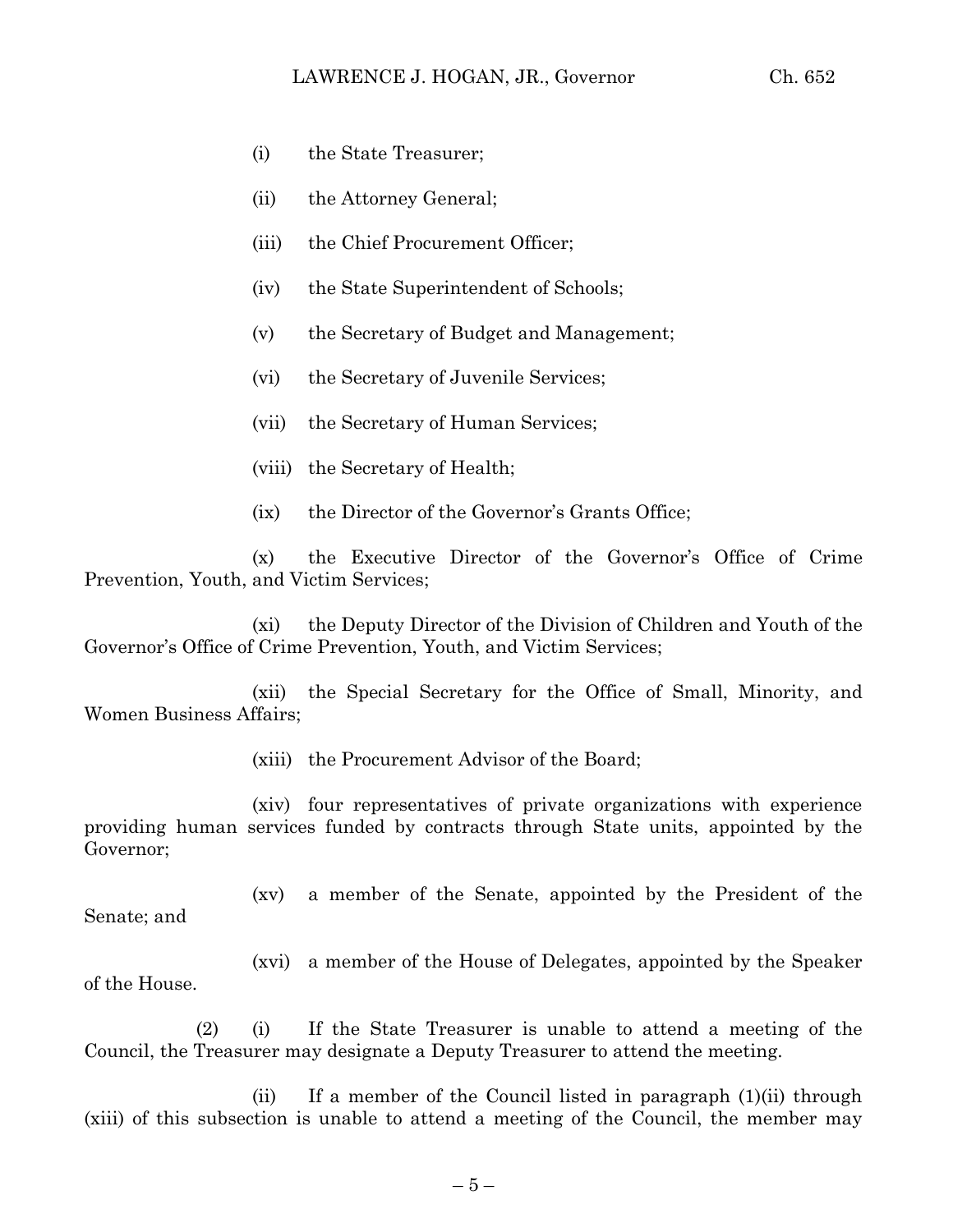(i) the State Treasurer;

(ii) the Attorney General;

(iii) the Chief Procurement Officer;

(iv) the State Superintendent of Schools;

(v) the Secretary of Budget and Management;

(vi) the Secretary of Juvenile Services;

(vii) the Secretary of Human Services;

(viii) the Secretary of Health;

(ix) the Director of the Governor's Grants Office;

(x) the Executive Director of the Governor's Office of Crime Prevention, Youth, and Victim Services;

(xi) the Deputy Director of the Division of Children and Youth of the Governor's Office of Crime Prevention, Youth, and Victim Services;

(xii) the Special Secretary for the Office of Small, Minority, and Women Business Affairs;

(xiii) the Procurement Advisor of the Board;

(xiv) four representatives of private organizations with experience providing human services funded by contracts through State units, appointed by the Governor;

(xv) a member of the Senate, appointed by the President of the Senate; and

(xvi) a member of the House of Delegates, appointed by the Speaker of the House.

(2) (i) If the State Treasurer is unable to attend a meeting of the Council, the Treasurer may designate a Deputy Treasurer to attend the meeting.

(ii) If a member of the Council listed in paragraph (1)(ii) through (xiii) of this subsection is unable to attend a meeting of the Council, the member may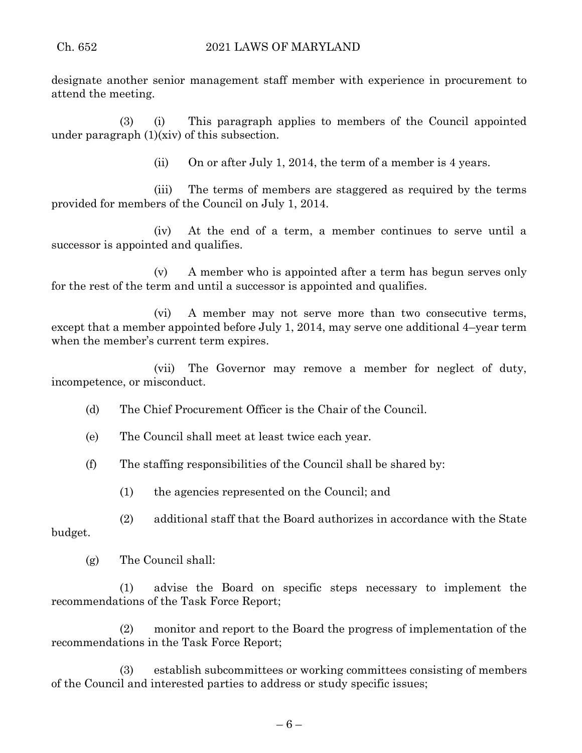designate another senior management staff member with experience in procurement to attend the meeting.

(3) (i) This paragraph applies to members of the Council appointed under paragraph (1)(xiv) of this subsection.

(ii) On or after July 1, 2014, the term of a member is 4 years.

(iii) The terms of members are staggered as required by the terms provided for members of the Council on July 1, 2014.

(iv) At the end of a term, a member continues to serve until a successor is appointed and qualifies.

(v) A member who is appointed after a term has begun serves only for the rest of the term and until a successor is appointed and qualifies.

(vi) A member may not serve more than two consecutive terms, except that a member appointed before July 1, 2014, may serve one additional 4–year term when the member's current term expires.

(vii) The Governor may remove a member for neglect of duty, incompetence, or misconduct.

(d) The Chief Procurement Officer is the Chair of the Council.

(e) The Council shall meet at least twice each year.

(f) The staffing responsibilities of the Council shall be shared by:

(1) the agencies represented on the Council; and

(2) additional staff that the Board authorizes in accordance with the State budget.

(g) The Council shall:

(1) advise the Board on specific steps necessary to implement the recommendations of the Task Force Report;

(2) monitor and report to the Board the progress of implementation of the recommendations in the Task Force Report;

(3) establish subcommittees or working committees consisting of members of the Council and interested parties to address or study specific issues;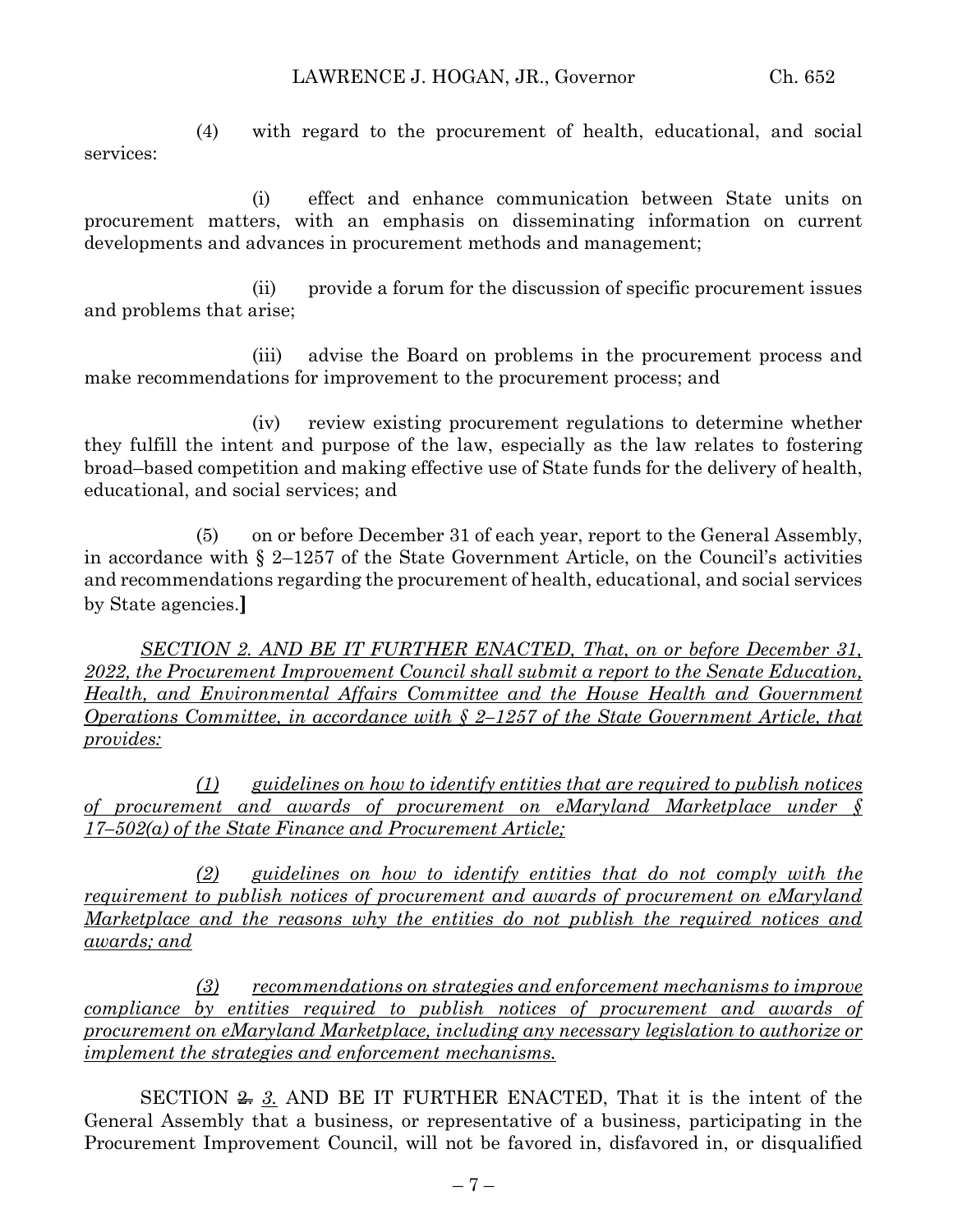(4) with regard to the procurement of health, educational, and social services:

(i) effect and enhance communication between State units on procurement matters, with an emphasis on disseminating information on current developments and advances in procurement methods and management;

(ii) provide a forum for the discussion of specific procurement issues and problems that arise;

(iii) advise the Board on problems in the procurement process and make recommendations for improvement to the procurement process; and

(iv) review existing procurement regulations to determine whether they fulfill the intent and purpose of the law, especially as the law relates to fostering broad–based competition and making effective use of State funds for the delivery of health, educational, and social services; and

(5) on or before December 31 of each year, report to the General Assembly, in accordance with § 2–1257 of the State Government Article, on the Council's activities and recommendations regarding the procurement of health, educational, and social services by State agencies.**]**

*SECTION 2. AND BE IT FURTHER ENACTED, That, on or before December 31, 2022, the Procurement Improvement Council shall submit a report to the Senate Education, Health, and Environmental Affairs Committee and the House Health and Government Operations Committee, in accordance with § 2–1257 of the State Government Article, that provides:*

*(1) guidelines on how to identify entities that are required to publish notices of procurement and awards of procurement on eMaryland Marketplace under § 17–502(a) of the State Finance and Procurement Article;*

*(2) guidelines on how to identify entities that do not comply with the requirement to publish notices of procurement and awards of procurement on eMaryland Marketplace and the reasons why the entities do not publish the required notices and awards; and*

*(3) recommendations on strategies and enforcement mechanisms to improve compliance by entities required to publish notices of procurement and awards of procurement on eMaryland Marketplace, including any necessary legislation to authorize or implement the strategies and enforcement mechanisms.*

SECTION ~~2.~~ *3.* AND BE IT FURTHER ENACTED, That it is the intent of the General Assembly that a business, or representative of a business, participating in the Procurement Improvement Council, will not be favored in, disfavored in, or disqualified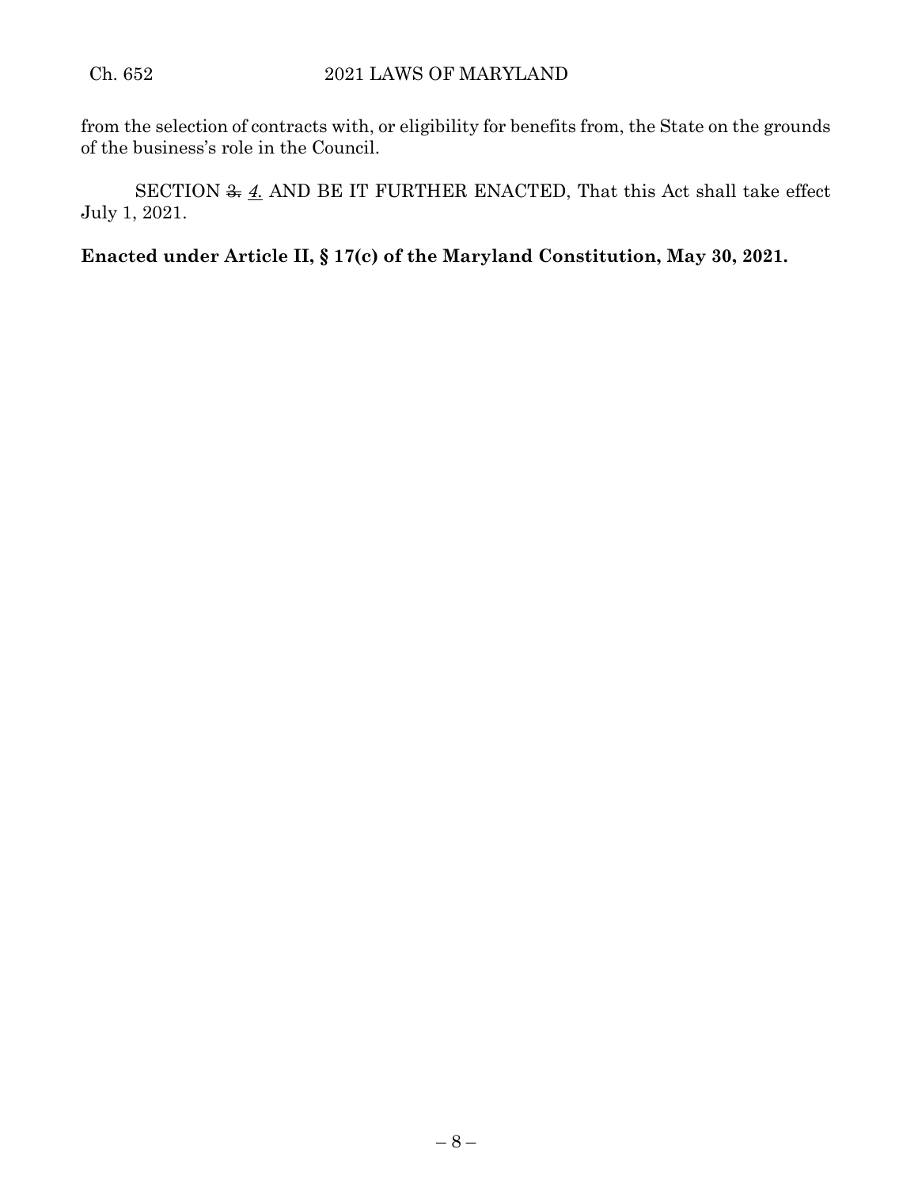from the selection of contracts with, or eligibility for benefits from, the State on the grounds of the business's role in the Council.

SECTION ~~3.~~ *4.* AND BE IT FURTHER ENACTED, That this Act shall take effect July 1, 2021.

**Enacted under Article II, § 17(c) of the Maryland Constitution, May 30, 2021.**